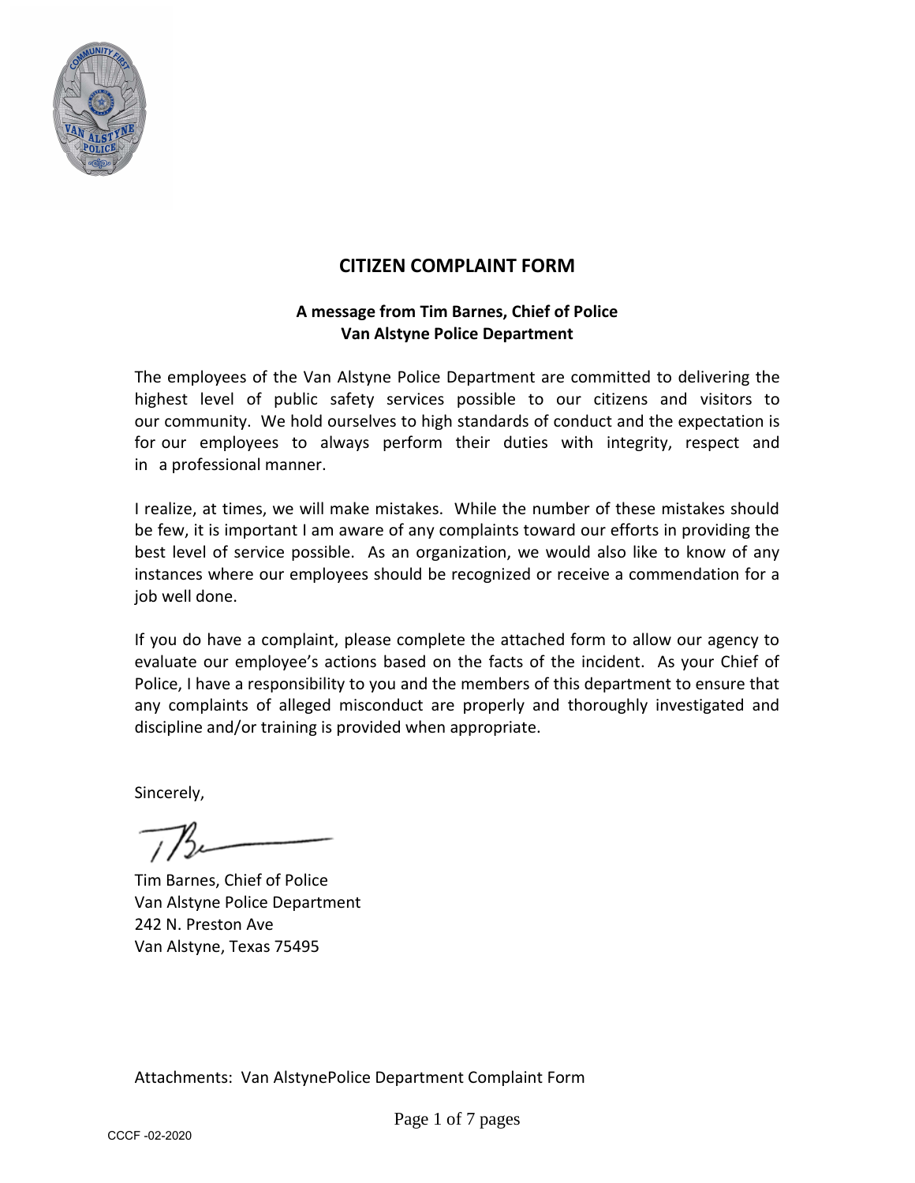# CITIZEN COMPLAINT FORM

**A message from Tim Barnes, Chief of Police**
**Van Alstyne Police Department**

The employees of the Van Alstyne Police Department are committed to delivering the highest level of public safety services possible to our citizens and visitors to our community. We hold ourselves to high standards of conduct and the expectation is for our employees to always perform their duties with integrity, respect and in a professional manner.

I realize, at times, we will make mistakes. While the number of these mistakes should be few, it is important I am aware of any complaints toward our efforts in providing the best level of service possible. As an organization, we would also like to know of any instances where our employees should be recognized or receive a commendation for a job well done.

If you do have a complaint, please complete the attached form to allow our agency to evaluate our employee's actions based on the facts of the incident. As your Chief of Police, I have a responsibility to you and the members of this department to ensure that any complaints of alleged misconduct are properly and thoroughly investigated and discipline and/or training is provided when appropriate.

Sincerely,

Tim Barnes, Chief of Police
Van Alstyne Police Department
242 N. Preston Ave
Van Alstyne, Texas 75495

Attachments: Van AlstynePolice Department Complaint Form

CCCF -02-2020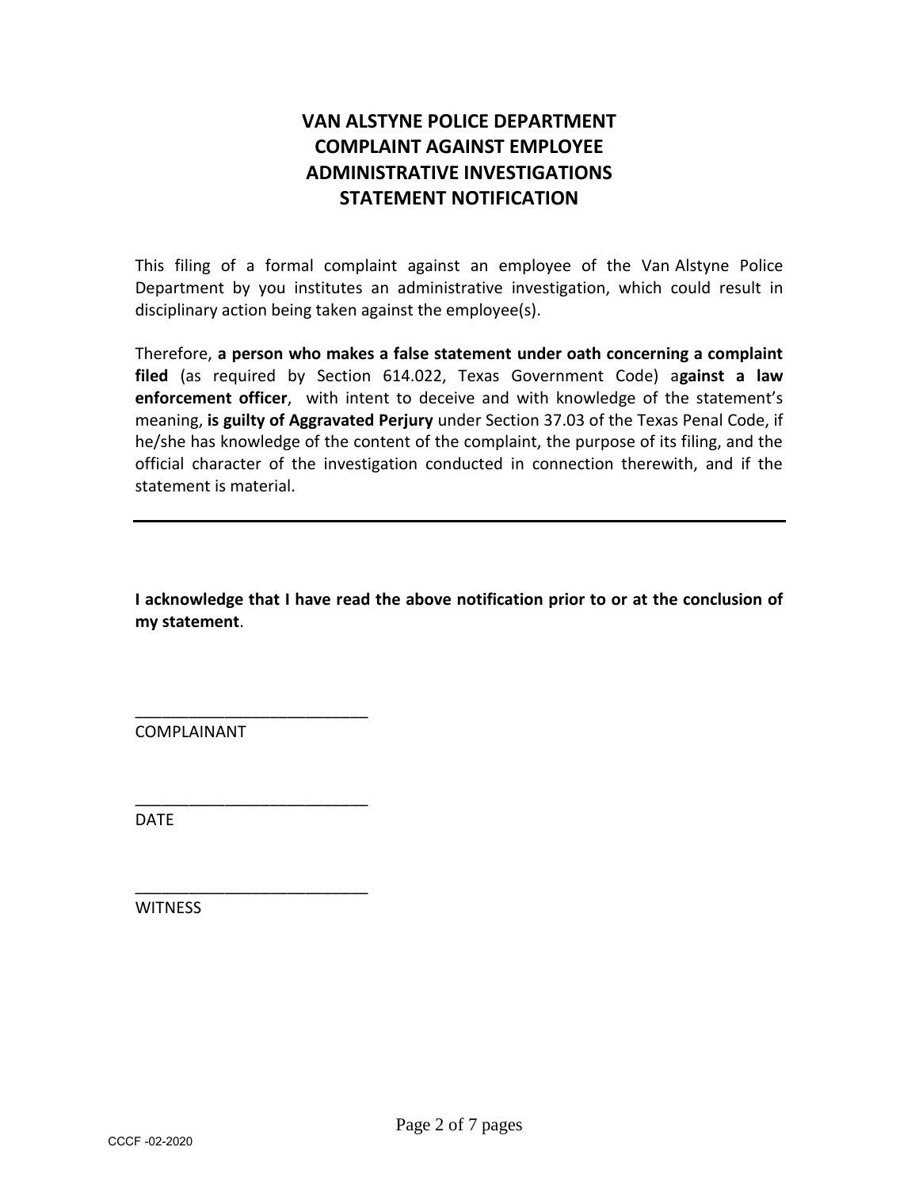# VAN ALSTYNE POLICE DEPARTMENT
# COMPLAINT AGAINST EMPLOYEE
# ADMINISTRATIVE INVESTIGATIONS
# STATEMENT NOTIFICATION

This filing of a formal complaint against an employee of the Van Alstyne Police Department by you institutes an administrative investigation, which could result in disciplinary action being taken against the employee(s).

Therefore, **a person who makes a false statement under oath concerning a complaint filed** (as required by Section 614.022, Texas Government Code) a**gainst a law enforcement officer**, with intent to deceive and with knowledge of the statement's meaning, **is guilty of Aggravated Perjury** under Section 37.03 of the Texas Penal Code, if he/she has knowledge of the content of the complaint, the purpose of its filing, and the official character of the investigation conducted in connection therewith, and if the statement is material.

---

**I acknowledge that I have read the above notification prior to or at the conclusion of my statement**.

___________________________
COMPLAINANT

___________________________
DATE

___________________________
WITNESS

CCCF -02-2020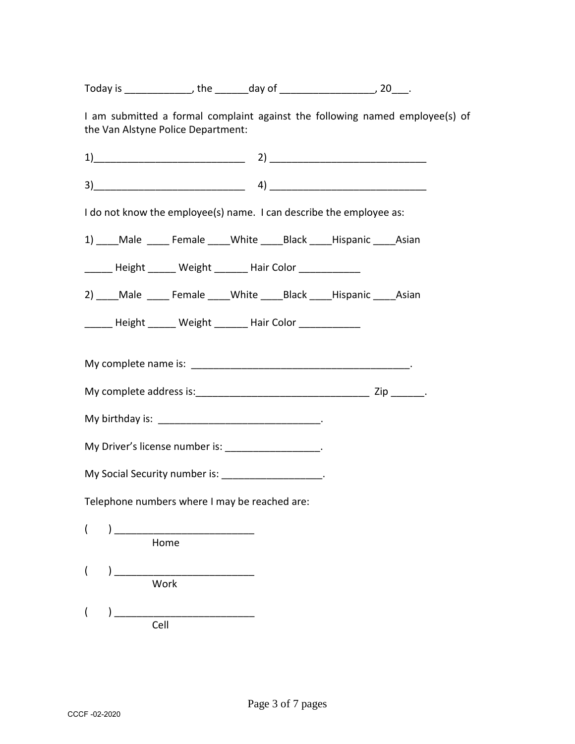Today is ____________, the ______day of _________________, 20___.

I am submitted a formal complaint against the following named employee(s) of the Van Alstyne Police Department:

1)___________________________ 2) ____________________________

3)___________________________ 4) ____________________________

I do not know the employee(s) name. I can describe the employee as:

1) ____Male ____ Female ____White ____Black ____Hispanic ____Asian

_____ Height _____ Weight ______ Hair Color ___________

2) ____Male ____ Female ____White ____Black ____Hispanic ____Asian

_____ Height _____ Weight ______ Hair Color ___________

My complete name is: ________________________________________.

My complete address is:_______________________________ Zip ______.

My birthday is: _____________________________.

My Driver's license number is: _________________.

My Social Security number is: __________________.

Telephone numbers where I may be reached are:

( ) _________________________
Home

( ) _________________________
Work

( ) _________________________
Cell

CCCF -02-2020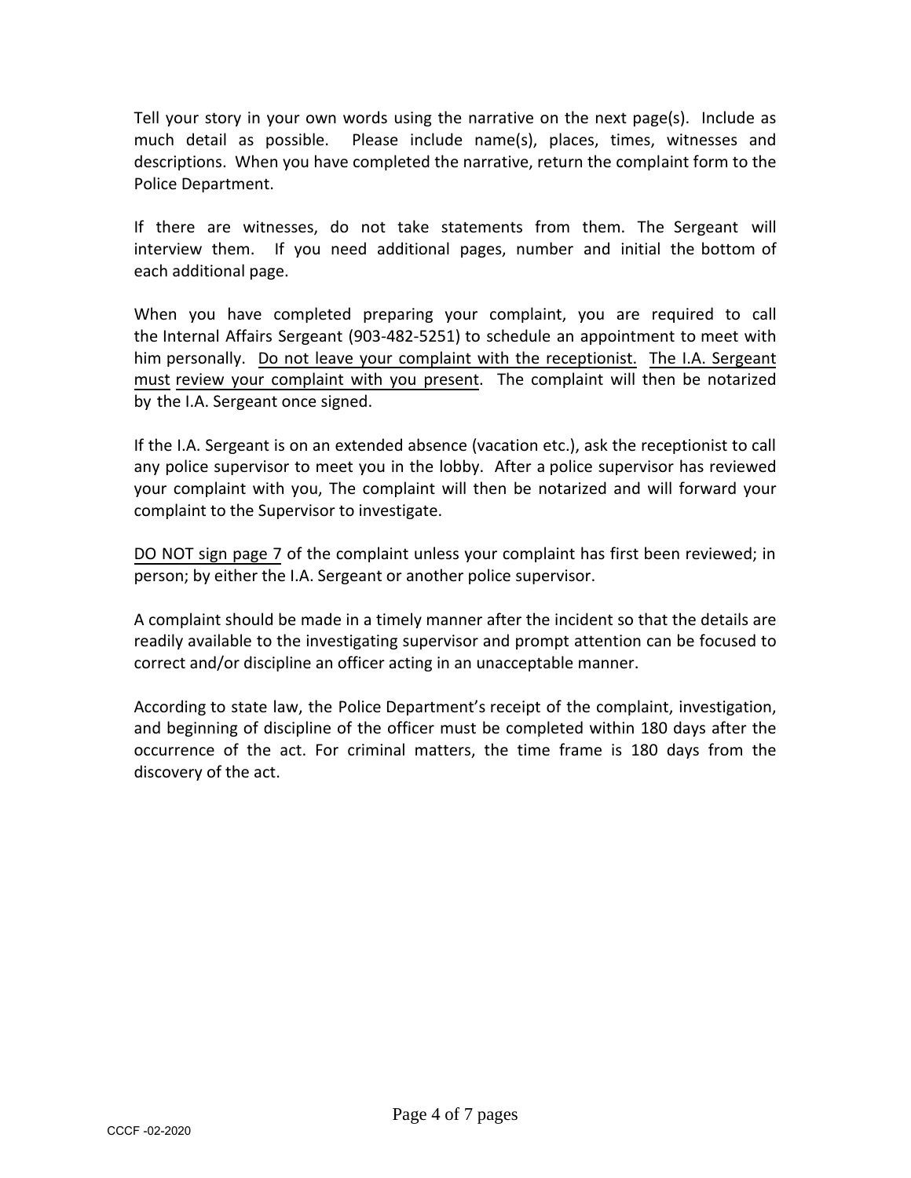Tell your story in your own words using the narrative on the next page(s). Include as much detail as possible. Please include name(s), places, times, witnesses and descriptions. When you have completed the narrative, return the complaint form to the Police Department.

If there are witnesses, do not take statements from them. The Sergeant will interview them. If you need additional pages, number and initial the bottom of each additional page.

When you have completed preparing your complaint, you are required to call the Internal Affairs Sergeant (903-482-5251) to schedule an appointment to meet with him personally. <u>Do not leave your complaint with the receptionist.</u> <u>The I.A. Sergeant must</u> <u>review your complaint with you present</u>. The complaint will then be notarized by the I.A. Sergeant once signed.

If the I.A. Sergeant is on an extended absence (vacation etc.), ask the receptionist to call any police supervisor to meet you in the lobby. After a police supervisor has reviewed your complaint with you, The complaint will then be notarized and will forward your complaint to the Supervisor to investigate.

<u>DO NOT sign page 7</u> of the complaint unless your complaint has first been reviewed; in person; by either the I.A. Sergeant or another police supervisor.

A complaint should be made in a timely manner after the incident so that the details are readily available to the investigating supervisor and prompt attention can be focused to correct and/or discipline an officer acting in an unacceptable manner.

According to state law, the Police Department's receipt of the complaint, investigation, and beginning of discipline of the officer must be completed within 180 days after the occurrence of the act. For criminal matters, the time frame is 180 days from the discovery of the act.

CCCF -02-2020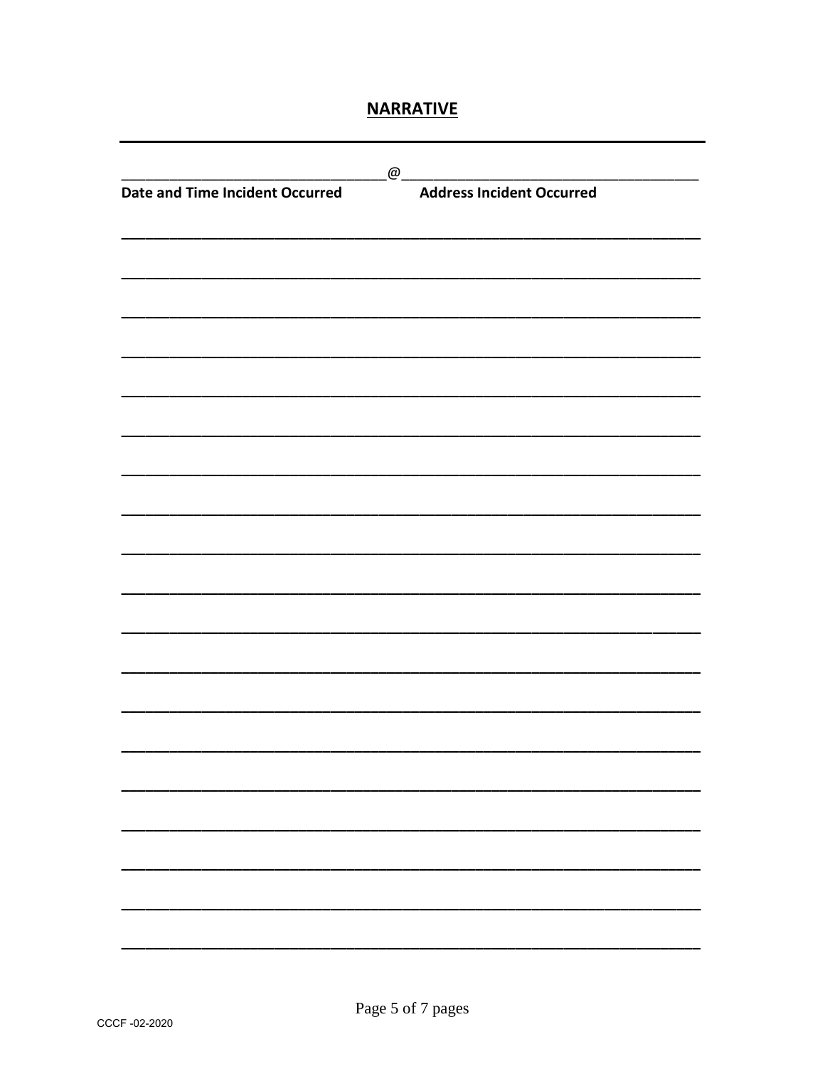# NARRATIVE

---

\_\_\_\_\_\_\_\_\_\_\_\_\_\_\_\_\_\_\_\_\_\_\_\_\_\_\_\_\_\_\_\_\_@\_\_\_\_\_\_\_\_\_\_\_\_\_\_\_\_\_\_\_\_\_\_\_\_\_\_\_\_\_\_\_\_\_\_\_\_

**Date and Time Incident Occurred** **Address Incident Occurred**

\_\_\_\_\_\_\_\_\_\_\_\_\_\_\_\_\_\_\_\_\_\_\_\_\_\_\_\_\_\_\_\_\_\_\_\_\_\_\_\_\_\_\_\_\_\_\_\_\_\_\_\_\_\_\_\_\_\_\_\_\_\_\_\_\_\_\_\_

\_\_\_\_\_\_\_\_\_\_\_\_\_\_\_\_\_\_\_\_\_\_\_\_\_\_\_\_\_\_\_\_\_\_\_\_\_\_\_\_\_\_\_\_\_\_\_\_\_\_\_\_\_\_\_\_\_\_\_\_\_\_\_\_\_\_\_\_

\_\_\_\_\_\_\_\_\_\_\_\_\_\_\_\_\_\_\_\_\_\_\_\_\_\_\_\_\_\_\_\_\_\_\_\_\_\_\_\_\_\_\_\_\_\_\_\_\_\_\_\_\_\_\_\_\_\_\_\_\_\_\_\_\_\_\_\_

\_\_\_\_\_\_\_\_\_\_\_\_\_\_\_\_\_\_\_\_\_\_\_\_\_\_\_\_\_\_\_\_\_\_\_\_\_\_\_\_\_\_\_\_\_\_\_\_\_\_\_\_\_\_\_\_\_\_\_\_\_\_\_\_\_\_\_\_

\_\_\_\_\_\_\_\_\_\_\_\_\_\_\_\_\_\_\_\_\_\_\_\_\_\_\_\_\_\_\_\_\_\_\_\_\_\_\_\_\_\_\_\_\_\_\_\_\_\_\_\_\_\_\_\_\_\_\_\_\_\_\_\_\_\_\_\_

\_\_\_\_\_\_\_\_\_\_\_\_\_\_\_\_\_\_\_\_\_\_\_\_\_\_\_\_\_\_\_\_\_\_\_\_\_\_\_\_\_\_\_\_\_\_\_\_\_\_\_\_\_\_\_\_\_\_\_\_\_\_\_\_\_\_\_\_

\_\_\_\_\_\_\_\_\_\_\_\_\_\_\_\_\_\_\_\_\_\_\_\_\_\_\_\_\_\_\_\_\_\_\_\_\_\_\_\_\_\_\_\_\_\_\_\_\_\_\_\_\_\_\_\_\_\_\_\_\_\_\_\_\_\_\_\_

\_\_\_\_\_\_\_\_\_\_\_\_\_\_\_\_\_\_\_\_\_\_\_\_\_\_\_\_\_\_\_\_\_\_\_\_\_\_\_\_\_\_\_\_\_\_\_\_\_\_\_\_\_\_\_\_\_\_\_\_\_\_\_\_\_\_\_\_

\_\_\_\_\_\_\_\_\_\_\_\_\_\_\_\_\_\_\_\_\_\_\_\_\_\_\_\_\_\_\_\_\_\_\_\_\_\_\_\_\_\_\_\_\_\_\_\_\_\_\_\_\_\_\_\_\_\_\_\_\_\_\_\_\_\_\_\_

\_\_\_\_\_\_\_\_\_\_\_\_\_\_\_\_\_\_\_\_\_\_\_\_\_\_\_\_\_\_\_\_\_\_\_\_\_\_\_\_\_\_\_\_\_\_\_\_\_\_\_\_\_\_\_\_\_\_\_\_\_\_\_\_\_\_\_\_

\_\_\_\_\_\_\_\_\_\_\_\_\_\_\_\_\_\_\_\_\_\_\_\_\_\_\_\_\_\_\_\_\_\_\_\_\_\_\_\_\_\_\_\_\_\_\_\_\_\_\_\_\_\_\_\_\_\_\_\_\_\_\_\_\_\_\_\_

\_\_\_\_\_\_\_\_\_\_\_\_\_\_\_\_\_\_\_\_\_\_\_\_\_\_\_\_\_\_\_\_\_\_\_\_\_\_\_\_\_\_\_\_\_\_\_\_\_\_\_\_\_\_\_\_\_\_\_\_\_\_\_\_\_\_\_\_

\_\_\_\_\_\_\_\_\_\_\_\_\_\_\_\_\_\_\_\_\_\_\_\_\_\_\_\_\_\_\_\_\_\_\_\_\_\_\_\_\_\_\_\_\_\_\_\_\_\_\_\_\_\_\_\_\_\_\_\_\_\_\_\_\_\_\_\_

\_\_\_\_\_\_\_\_\_\_\_\_\_\_\_\_\_\_\_\_\_\_\_\_\_\_\_\_\_\_\_\_\_\_\_\_\_\_\_\_\_\_\_\_\_\_\_\_\_\_\_\_\_\_\_\_\_\_\_\_\_\_\_\_\_\_\_\_

\_\_\_\_\_\_\_\_\_\_\_\_\_\_\_\_\_\_\_\_\_\_\_\_\_\_\_\_\_\_\_\_\_\_\_\_\_\_\_\_\_\_\_\_\_\_\_\_\_\_\_\_\_\_\_\_\_\_\_\_\_\_\_\_\_\_\_\_

\_\_\_\_\_\_\_\_\_\_\_\_\_\_\_\_\_\_\_\_\_\_\_\_\_\_\_\_\_\_\_\_\_\_\_\_\_\_\_\_\_\_\_\_\_\_\_\_\_\_\_\_\_\_\_\_\_\_\_\_\_\_\_\_\_\_\_\_

\_\_\_\_\_\_\_\_\_\_\_\_\_\_\_\_\_\_\_\_\_\_\_\_\_\_\_\_\_\_\_\_\_\_\_\_\_\_\_\_\_\_\_\_\_\_\_\_\_\_\_\_\_\_\_\_\_\_\_\_\_\_\_\_\_\_\_\_

\_\_\_\_\_\_\_\_\_\_\_\_\_\_\_\_\_\_\_\_\_\_\_\_\_\_\_\_\_\_\_\_\_\_\_\_\_\_\_\_\_\_\_\_\_\_\_\_\_\_\_\_\_\_\_\_\_\_\_\_\_\_\_\_\_\_\_\_

\_\_\_\_\_\_\_\_\_\_\_\_\_\_\_\_\_\_\_\_\_\_\_\_\_\_\_\_\_\_\_\_\_\_\_\_\_\_\_\_\_\_\_\_\_\_\_\_\_\_\_\_\_\_\_\_\_\_\_\_\_\_\_\_\_\_\_\_

\_\_\_\_\_\_\_\_\_\_\_\_\_\_\_\_\_\_\_\_\_\_\_\_\_\_\_\_\_\_\_\_\_\_\_\_\_\_\_\_\_\_\_\_\_\_\_\_\_\_\_\_\_\_\_\_\_\_\_\_\_\_\_\_\_\_\_\_

CCCF -02-2020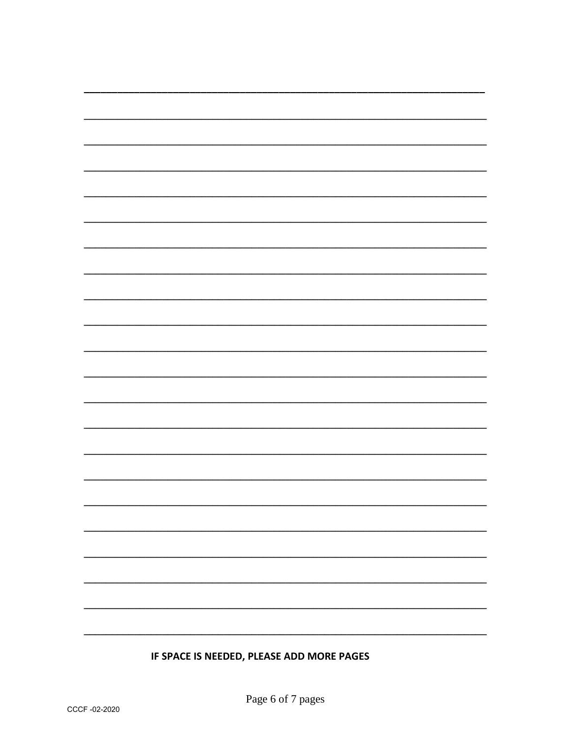\_\_\_\_\_\_\_\_\_\_\_\_\_\_\_\_\_\_\_\_\_\_\_\_\_\_\_\_\_\_\_\_\_\_\_\_\_\_\_\_\_\_\_\_\_\_\_\_\_\_\_\_\_\_\_\_\_\_\_\_\_\_\_\_\_\_\_\_\_\_\_\_\_\_\_\_\_\_

\_\_\_\_\_\_\_\_\_\_\_\_\_\_\_\_\_\_\_\_\_\_\_\_\_\_\_\_\_\_\_\_\_\_\_\_\_\_\_\_\_\_\_\_\_\_\_\_\_\_\_\_\_\_\_\_\_\_\_\_\_\_\_\_\_\_\_\_\_\_\_\_\_\_\_\_\_\_

\_\_\_\_\_\_\_\_\_\_\_\_\_\_\_\_\_\_\_\_\_\_\_\_\_\_\_\_\_\_\_\_\_\_\_\_\_\_\_\_\_\_\_\_\_\_\_\_\_\_\_\_\_\_\_\_\_\_\_\_\_\_\_\_\_\_\_\_\_\_\_\_\_\_\_\_\_\_

\_\_\_\_\_\_\_\_\_\_\_\_\_\_\_\_\_\_\_\_\_\_\_\_\_\_\_\_\_\_\_\_\_\_\_\_\_\_\_\_\_\_\_\_\_\_\_\_\_\_\_\_\_\_\_\_\_\_\_\_\_\_\_\_\_\_\_\_\_\_\_\_\_\_\_\_\_\_

\_\_\_\_\_\_\_\_\_\_\_\_\_\_\_\_\_\_\_\_\_\_\_\_\_\_\_\_\_\_\_\_\_\_\_\_\_\_\_\_\_\_\_\_\_\_\_\_\_\_\_\_\_\_\_\_\_\_\_\_\_\_\_\_\_\_\_\_\_\_\_\_\_\_\_\_\_\_

\_\_\_\_\_\_\_\_\_\_\_\_\_\_\_\_\_\_\_\_\_\_\_\_\_\_\_\_\_\_\_\_\_\_\_\_\_\_\_\_\_\_\_\_\_\_\_\_\_\_\_\_\_\_\_\_\_\_\_\_\_\_\_\_\_\_\_\_\_\_\_\_\_\_\_\_\_\_

\_\_\_\_\_\_\_\_\_\_\_\_\_\_\_\_\_\_\_\_\_\_\_\_\_\_\_\_\_\_\_\_\_\_\_\_\_\_\_\_\_\_\_\_\_\_\_\_\_\_\_\_\_\_\_\_\_\_\_\_\_\_\_\_\_\_\_\_\_\_\_\_\_\_\_\_\_\_

\_\_\_\_\_\_\_\_\_\_\_\_\_\_\_\_\_\_\_\_\_\_\_\_\_\_\_\_\_\_\_\_\_\_\_\_\_\_\_\_\_\_\_\_\_\_\_\_\_\_\_\_\_\_\_\_\_\_\_\_\_\_\_\_\_\_\_\_\_\_\_\_\_\_\_\_\_\_

\_\_\_\_\_\_\_\_\_\_\_\_\_\_\_\_\_\_\_\_\_\_\_\_\_\_\_\_\_\_\_\_\_\_\_\_\_\_\_\_\_\_\_\_\_\_\_\_\_\_\_\_\_\_\_\_\_\_\_\_\_\_\_\_\_\_\_\_\_\_\_\_\_\_\_\_\_\_

\_\_\_\_\_\_\_\_\_\_\_\_\_\_\_\_\_\_\_\_\_\_\_\_\_\_\_\_\_\_\_\_\_\_\_\_\_\_\_\_\_\_\_\_\_\_\_\_\_\_\_\_\_\_\_\_\_\_\_\_\_\_\_\_\_\_\_\_\_\_\_\_\_\_\_\_\_\_

\_\_\_\_\_\_\_\_\_\_\_\_\_\_\_\_\_\_\_\_\_\_\_\_\_\_\_\_\_\_\_\_\_\_\_\_\_\_\_\_\_\_\_\_\_\_\_\_\_\_\_\_\_\_\_\_\_\_\_\_\_\_\_\_\_\_\_\_\_\_\_\_\_\_\_\_\_\_

\_\_\_\_\_\_\_\_\_\_\_\_\_\_\_\_\_\_\_\_\_\_\_\_\_\_\_\_\_\_\_\_\_\_\_\_\_\_\_\_\_\_\_\_\_\_\_\_\_\_\_\_\_\_\_\_\_\_\_\_\_\_\_\_\_\_\_\_\_\_\_\_\_\_\_\_\_\_

\_\_\_\_\_\_\_\_\_\_\_\_\_\_\_\_\_\_\_\_\_\_\_\_\_\_\_\_\_\_\_\_\_\_\_\_\_\_\_\_\_\_\_\_\_\_\_\_\_\_\_\_\_\_\_\_\_\_\_\_\_\_\_\_\_\_\_\_\_\_\_\_\_\_\_\_\_\_

\_\_\_\_\_\_\_\_\_\_\_\_\_\_\_\_\_\_\_\_\_\_\_\_\_\_\_\_\_\_\_\_\_\_\_\_\_\_\_\_\_\_\_\_\_\_\_\_\_\_\_\_\_\_\_\_\_\_\_\_\_\_\_\_\_\_\_\_\_\_\_\_\_\_\_\_\_\_

\_\_\_\_\_\_\_\_\_\_\_\_\_\_\_\_\_\_\_\_\_\_\_\_\_\_\_\_\_\_\_\_\_\_\_\_\_\_\_\_\_\_\_\_\_\_\_\_\_\_\_\_\_\_\_\_\_\_\_\_\_\_\_\_\_\_\_\_\_\_\_\_\_\_\_\_\_\_

\_\_\_\_\_\_\_\_\_\_\_\_\_\_\_\_\_\_\_\_\_\_\_\_\_\_\_\_\_\_\_\_\_\_\_\_\_\_\_\_\_\_\_\_\_\_\_\_\_\_\_\_\_\_\_\_\_\_\_\_\_\_\_\_\_\_\_\_\_\_\_\_\_\_\_\_\_\_

\_\_\_\_\_\_\_\_\_\_\_\_\_\_\_\_\_\_\_\_\_\_\_\_\_\_\_\_\_\_\_\_\_\_\_\_\_\_\_\_\_\_\_\_\_\_\_\_\_\_\_\_\_\_\_\_\_\_\_\_\_\_\_\_\_\_\_\_\_\_\_\_\_\_\_\_\_\_

\_\_\_\_\_\_\_\_\_\_\_\_\_\_\_\_\_\_\_\_\_\_\_\_\_\_\_\_\_\_\_\_\_\_\_\_\_\_\_\_\_\_\_\_\_\_\_\_\_\_\_\_\_\_\_\_\_\_\_\_\_\_\_\_\_\_\_\_\_\_\_\_\_\_\_\_\_\_

\_\_\_\_\_\_\_\_\_\_\_\_\_\_\_\_\_\_\_\_\_\_\_\_\_\_\_\_\_\_\_\_\_\_\_\_\_\_\_\_\_\_\_\_\_\_\_\_\_\_\_\_\_\_\_\_\_\_\_\_\_\_\_\_\_\_\_\_\_\_\_\_\_\_\_\_\_\_

\_\_\_\_\_\_\_\_\_\_\_\_\_\_\_\_\_\_\_\_\_\_\_\_\_\_\_\_\_\_\_\_\_\_\_\_\_\_\_\_\_\_\_\_\_\_\_\_\_\_\_\_\_\_\_\_\_\_\_\_\_\_\_\_\_\_\_\_\_\_\_\_\_\_\_\_\_\_

\_\_\_\_\_\_\_\_\_\_\_\_\_\_\_\_\_\_\_\_\_\_\_\_\_\_\_\_\_\_\_\_\_\_\_\_\_\_\_\_\_\_\_\_\_\_\_\_\_\_\_\_\_\_\_\_\_\_\_\_\_\_\_\_\_\_\_\_\_\_\_\_\_\_\_\_\_\_

\_\_\_\_\_\_\_\_\_\_\_\_\_\_\_\_\_\_\_\_\_\_\_\_\_\_\_\_\_\_\_\_\_\_\_\_\_\_\_\_\_\_\_\_\_\_\_\_\_\_\_\_\_\_\_\_\_\_\_\_\_\_\_\_\_\_\_\_\_\_\_\_\_\_\_\_\_\_

**IF SPACE IS NEEDED, PLEASE ADD MORE PAGES**

CCCF -02-2020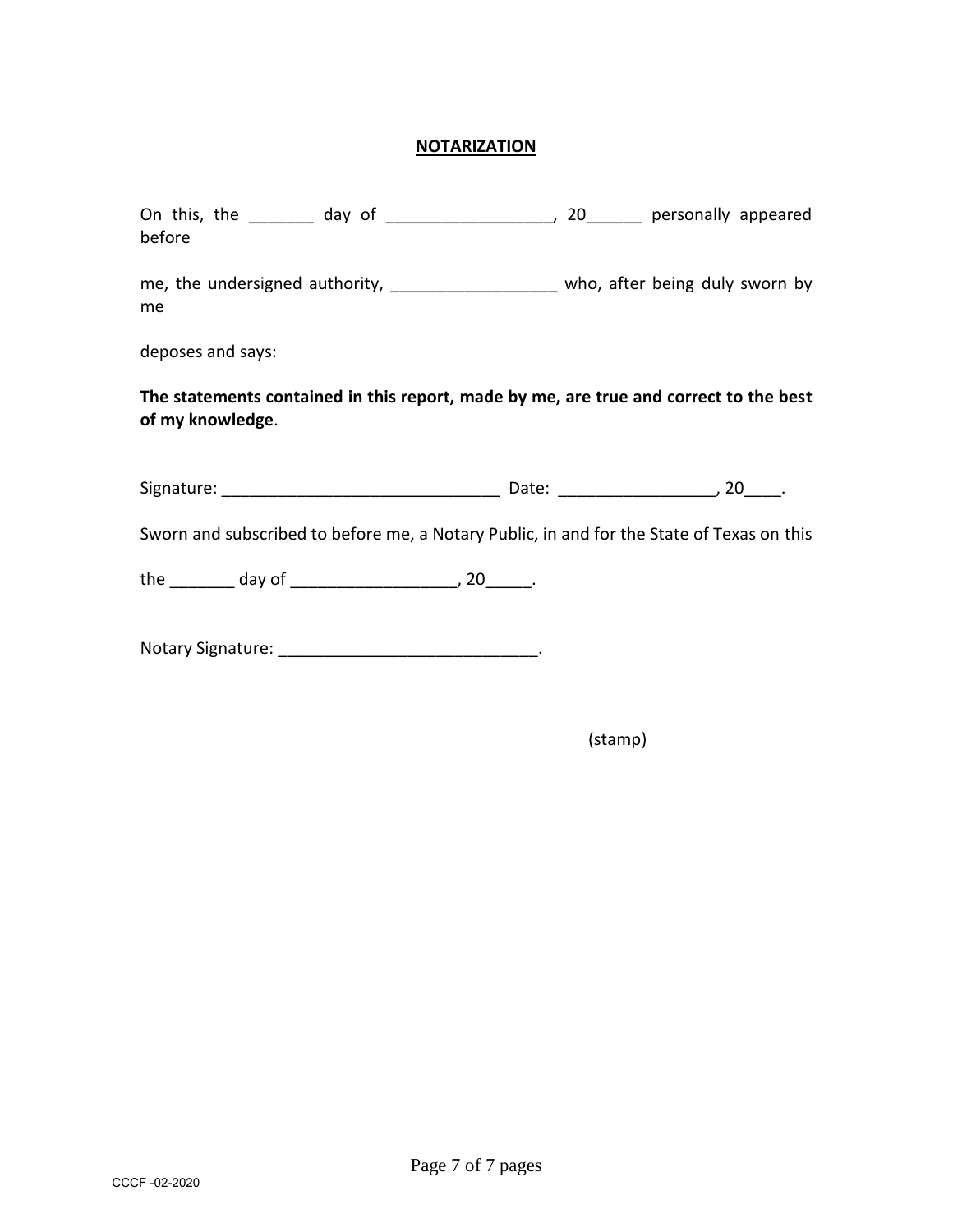**NOTARIZATION**

On this, the _______ day of __________________, 20______ personally appeared before

me, the undersigned authority, __________________ who, after being duly sworn by me

deposes and says:

**The statements contained in this report, made by me, are true and correct to the best of my knowledge**.

Signature: ______________________________ Date: _________________, 20____.

Sworn and subscribed to before me, a Notary Public, in and for the State of Texas on this

the _______ day of __________________, 20_____.

Notary Signature: ____________________________.

(stamp)

CCCF -02-2020